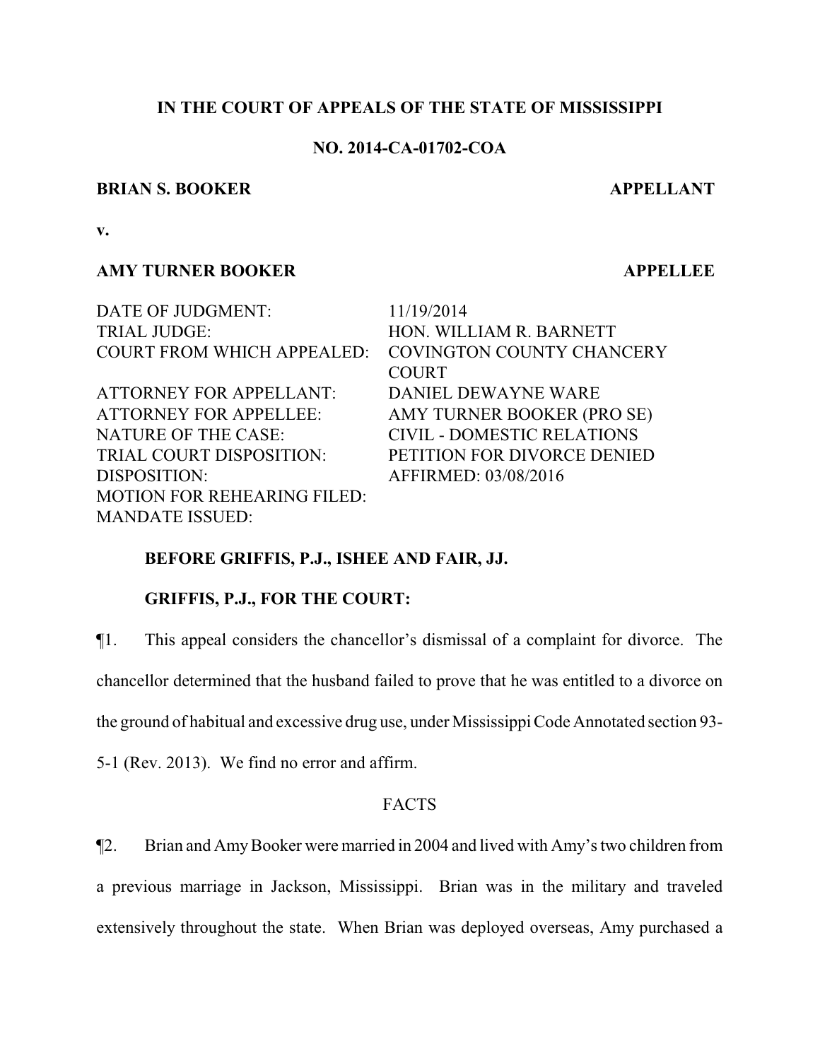**IN THE COURT OF APPEALS OF THE STATE OF MISSISSIPPI**

**NO. 2014-CA-01702-COA**

**BRIAN S. BOOKER** **APPELLANT**

**v.**

**AMY TURNER BOOKER** **APPELLEE**

| | |
|---|---|
| DATE OF JUDGMENT: | 11/19/2014 |
| TRIAL JUDGE: | HON. WILLIAM R. BARNETT |
| COURT FROM WHICH APPEALED: | COVINGTON COUNTY CHANCERY COURT |
| ATTORNEY FOR APPELLANT: | DANIEL DEWAYNE WARE |
| ATTORNEY FOR APPELLEE: | AMY TURNER BOOKER (PRO SE) |
| NATURE OF THE CASE: | CIVIL - DOMESTIC RELATIONS |
| TRIAL COURT DISPOSITION: | PETITION FOR DIVORCE DENIED |
| DISPOSITION: | AFFIRMED: 03/08/2016 |
| MOTION FOR REHEARING FILED: | |
| MANDATE ISSUED: | |

**BEFORE GRIFFIS, P.J., ISHEE AND FAIR, JJ.**

**GRIFFIS, P.J., FOR THE COURT:**

¶1. This appeal considers the chancellor's dismissal of a complaint for divorce. The chancellor determined that the husband failed to prove that he was entitled to a divorce on the ground of habitual and excessive drug use, under Mississippi Code Annotated section 93-5-1 (Rev. 2013). We find no error and affirm.

FACTS

¶2. Brian and Amy Booker were married in 2004 and lived with Amy's two children from a previous marriage in Jackson, Mississippi. Brian was in the military and traveled extensively throughout the state. When Brian was deployed overseas, Amy purchased a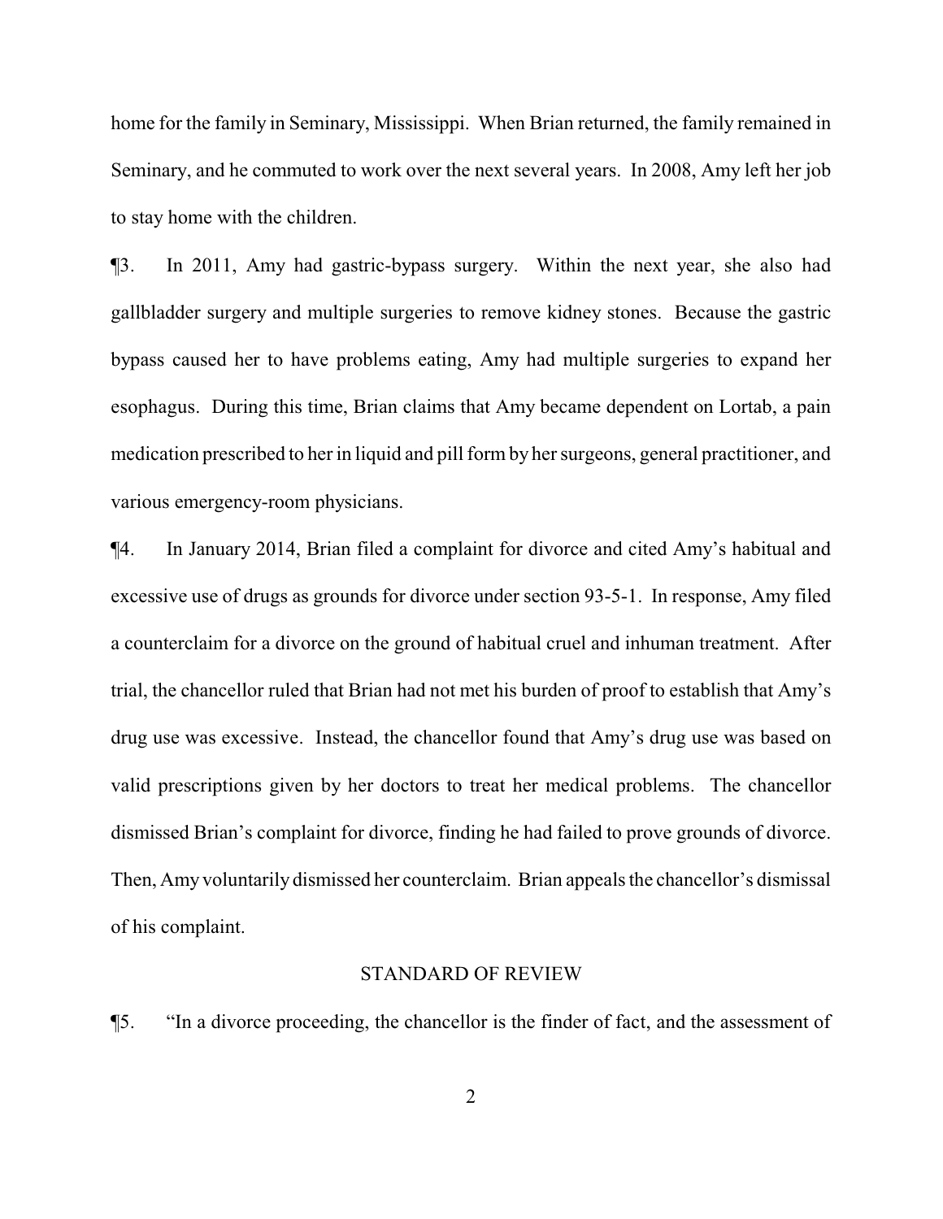home for the family in Seminary, Mississippi. When Brian returned, the family remained in Seminary, and he commuted to work over the next several years. In 2008, Amy left her job to stay home with the children.

¶3. In 2011, Amy had gastric-bypass surgery. Within the next year, she also had gallbladder surgery and multiple surgeries to remove kidney stones. Because the gastric bypass caused her to have problems eating, Amy had multiple surgeries to expand her esophagus. During this time, Brian claims that Amy became dependent on Lortab, a pain medication prescribed to her in liquid and pill form by her surgeons, general practitioner, and various emergency-room physicians.

¶4. In January 2014, Brian filed a complaint for divorce and cited Amy's habitual and excessive use of drugs as grounds for divorce under section 93-5-1. In response, Amy filed a counterclaim for a divorce on the ground of habitual cruel and inhuman treatment. After trial, the chancellor ruled that Brian had not met his burden of proof to establish that Amy's drug use was excessive. Instead, the chancellor found that Amy's drug use was based on valid prescriptions given by her doctors to treat her medical problems. The chancellor dismissed Brian's complaint for divorce, finding he had failed to prove grounds of divorce. Then, Amy voluntarily dismissed her counterclaim. Brian appeals the chancellor's dismissal of his complaint.

## STANDARD OF REVIEW

¶5. "In a divorce proceeding, the chancellor is the finder of fact, and the assessment of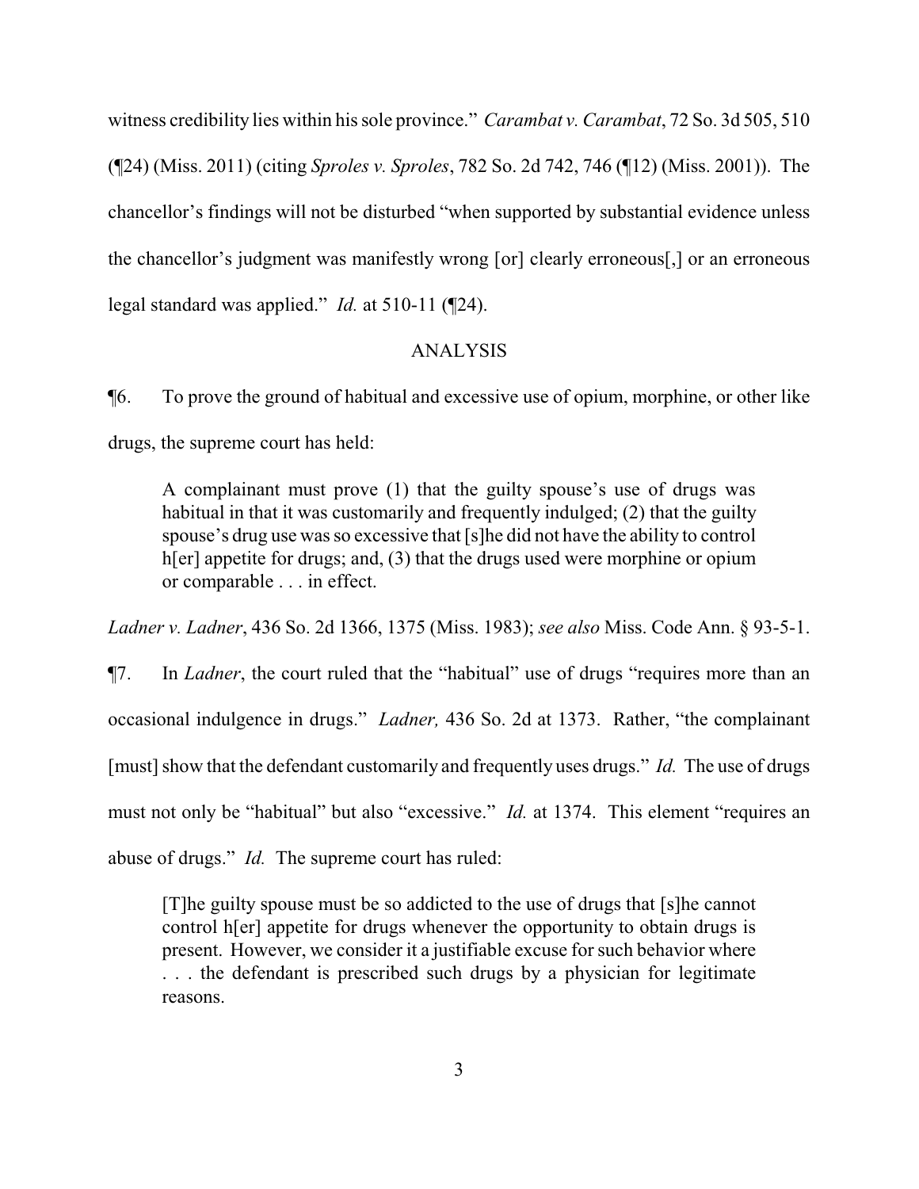witness credibility lies within his sole province." *Carambat v. Carambat*, 72 So. 3d 505, 510 (¶24) (Miss. 2011) (citing *Sproles v. Sproles*, 782 So. 2d 742, 746 (¶12) (Miss. 2001)). The chancellor's findings will not be disturbed "when supported by substantial evidence unless the chancellor's judgment was manifestly wrong [or] clearly erroneous[,] or an erroneous legal standard was applied." *Id.* at 510-11 (¶24).

## ANALYSIS

¶6. To prove the ground of habitual and excessive use of opium, morphine, or other like drugs, the supreme court has held:

> A complainant must prove (1) that the guilty spouse's use of drugs was habitual in that it was customarily and frequently indulged; (2) that the guilty spouse's drug use was so excessive that [s]he did not have the ability to control h[er] appetite for drugs; and, (3) that the drugs used were morphine or opium or comparable . . . in effect.

*Ladner v. Ladner*, 436 So. 2d 1366, 1375 (Miss. 1983); *see also* Miss. Code Ann. § 93-5-1.

¶7. In *Ladner*, the court ruled that the "habitual" use of drugs "requires more than an occasional indulgence in drugs." *Ladner,* 436 So. 2d at 1373. Rather, "the complainant [must] show that the defendant customarily and frequently uses drugs." *Id.* The use of drugs must not only be "habitual" but also "excessive." *Id.* at 1374. This element "requires an abuse of drugs." *Id.* The supreme court has ruled:

> [T]he guilty spouse must be so addicted to the use of drugs that [s]he cannot control h[er] appetite for drugs whenever the opportunity to obtain drugs is present. However, we consider it a justifiable excuse for such behavior where . . . the defendant is prescribed such drugs by a physician for legitimate reasons.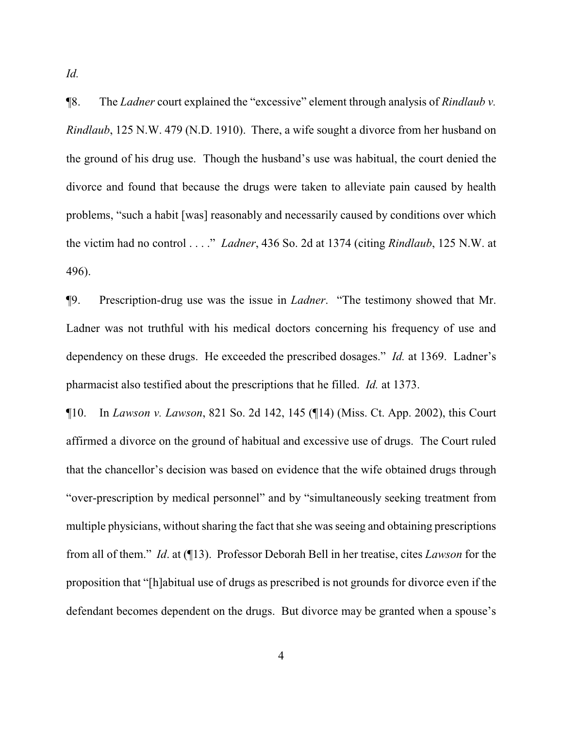*Id.*

¶8. The *Ladner* court explained the "excessive" element through analysis of *Rindlaub v. Rindlaub*, 125 N.W. 479 (N.D. 1910). There, a wife sought a divorce from her husband on the ground of his drug use. Though the husband's use was habitual, the court denied the divorce and found that because the drugs were taken to alleviate pain caused by health problems, "such a habit [was] reasonably and necessarily caused by conditions over which the victim had no control . . . ." *Ladner*, 436 So. 2d at 1374 (citing *Rindlaub*, 125 N.W. at 496).

¶9. Prescription-drug use was the issue in *Ladner*. "The testimony showed that Mr. Ladner was not truthful with his medical doctors concerning his frequency of use and dependency on these drugs. He exceeded the prescribed dosages." *Id.* at 1369. Ladner's pharmacist also testified about the prescriptions that he filled. *Id.* at 1373.

¶10. In *Lawson v. Lawson*, 821 So. 2d 142, 145 (¶14) (Miss. Ct. App. 2002), this Court affirmed a divorce on the ground of habitual and excessive use of drugs. The Court ruled that the chancellor's decision was based on evidence that the wife obtained drugs through "over-prescription by medical personnel" and by "simultaneously seeking treatment from multiple physicians, without sharing the fact that she was seeing and obtaining prescriptions from all of them." *Id*. at (¶13). Professor Deborah Bell in her treatise, cites *Lawson* for the proposition that "[h]abitual use of drugs as prescribed is not grounds for divorce even if the defendant becomes dependent on the drugs. But divorce may be granted when a spouse's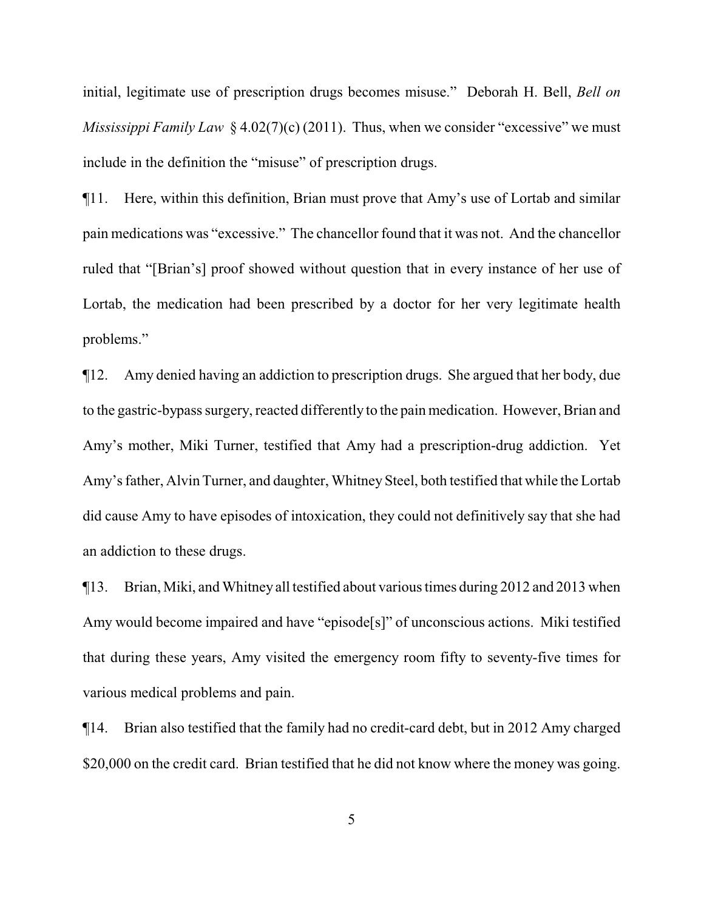initial, legitimate use of prescription drugs becomes misuse." Deborah H. Bell, *Bell on Mississippi Family Law* § 4.02(7)(c) (2011). Thus, when we consider "excessive" we must include in the definition the "misuse" of prescription drugs.

¶11. Here, within this definition, Brian must prove that Amy's use of Lortab and similar pain medications was "excessive." The chancellor found that it was not. And the chancellor ruled that "[Brian's] proof showed without question that in every instance of her use of Lortab, the medication had been prescribed by a doctor for her very legitimate health problems."

¶12. Amy denied having an addiction to prescription drugs. She argued that her body, due to the gastric-bypass surgery, reacted differently to the pain medication. However, Brian and Amy's mother, Miki Turner, testified that Amy had a prescription-drug addiction. Yet Amy's father, Alvin Turner, and daughter, Whitney Steel, both testified that while the Lortab did cause Amy to have episodes of intoxication, they could not definitively say that she had an addiction to these drugs.

¶13. Brian, Miki, and Whitney all testified about various times during 2012 and 2013 when Amy would become impaired and have "episode[s]" of unconscious actions. Miki testified that during these years, Amy visited the emergency room fifty to seventy-five times for various medical problems and pain.

¶14. Brian also testified that the family had no credit-card debt, but in 2012 Amy charged $20,000 on the credit card. Brian testified that he did not know where the money was going.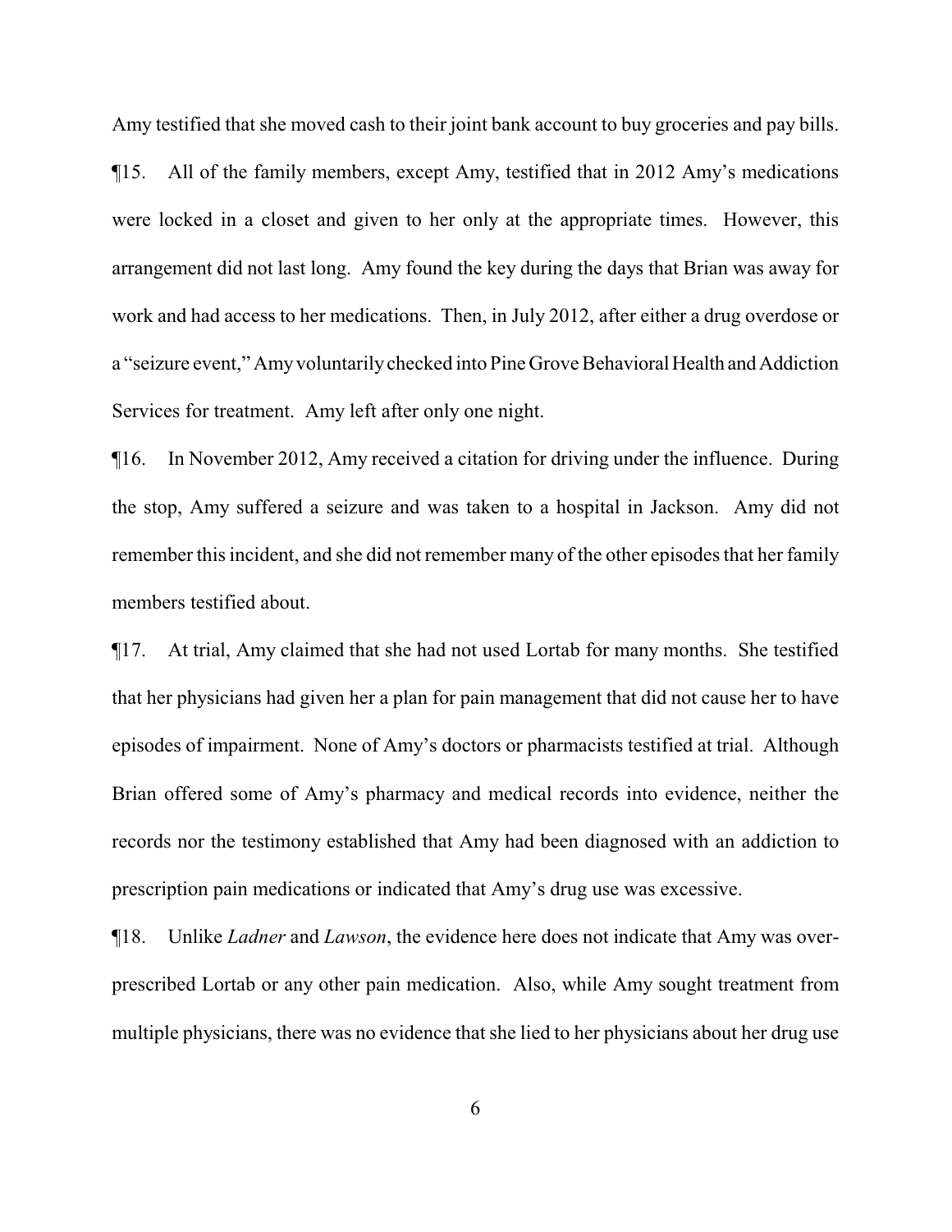Amy testified that she moved cash to their joint bank account to buy groceries and pay bills.

¶15. All of the family members, except Amy, testified that in 2012 Amy's medications were locked in a closet and given to her only at the appropriate times. However, this arrangement did not last long. Amy found the key during the days that Brian was away for work and had access to her medications. Then, in July 2012, after either a drug overdose or a "seizure event," Amy voluntarily checked into Pine Grove Behavioral Health and Addiction Services for treatment. Amy left after only one night.

¶16. In November 2012, Amy received a citation for driving under the influence. During the stop, Amy suffered a seizure and was taken to a hospital in Jackson. Amy did not remember this incident, and she did not remember many of the other episodes that her family members testified about.

¶17. At trial, Amy claimed that she had not used Lortab for many months. She testified that her physicians had given her a plan for pain management that did not cause her to have episodes of impairment. None of Amy's doctors or pharmacists testified at trial. Although Brian offered some of Amy's pharmacy and medical records into evidence, neither the records nor the testimony established that Amy had been diagnosed with an addiction to prescription pain medications or indicated that Amy's drug use was excessive.

¶18. Unlike *Ladner* and *Lawson*, the evidence here does not indicate that Amy was over-prescribed Lortab or any other pain medication. Also, while Amy sought treatment from multiple physicians, there was no evidence that she lied to her physicians about her drug use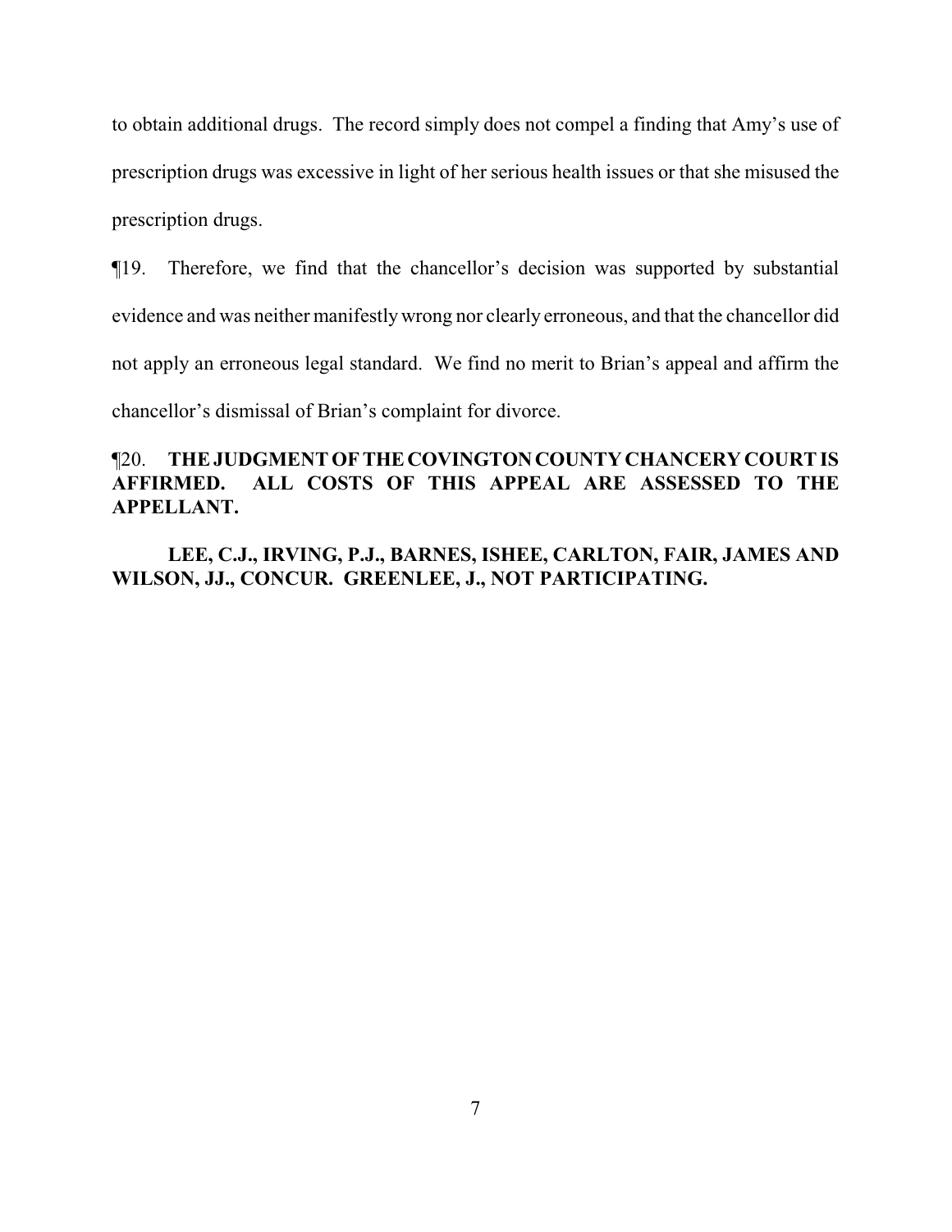to obtain additional drugs. The record simply does not compel a finding that Amy's use of prescription drugs was excessive in light of her serious health issues or that she misused the prescription drugs.

¶19. Therefore, we find that the chancellor's decision was supported by substantial evidence and was neither manifestly wrong nor clearly erroneous, and that the chancellor did not apply an erroneous legal standard. We find no merit to Brian's appeal and affirm the chancellor's dismissal of Brian's complaint for divorce.

¶20. **THE JUDGMENT OF THE COVINGTON COUNTY CHANCERY COURT IS AFFIRMED. ALL COSTS OF THIS APPEAL ARE ASSESSED TO THE APPELLANT.**

**LEE, C.J., IRVING, P.J., BARNES, ISHEE, CARLTON, FAIR, JAMES AND WILSON, JJ., CONCUR. GREENLEE, J., NOT PARTICIPATING.**